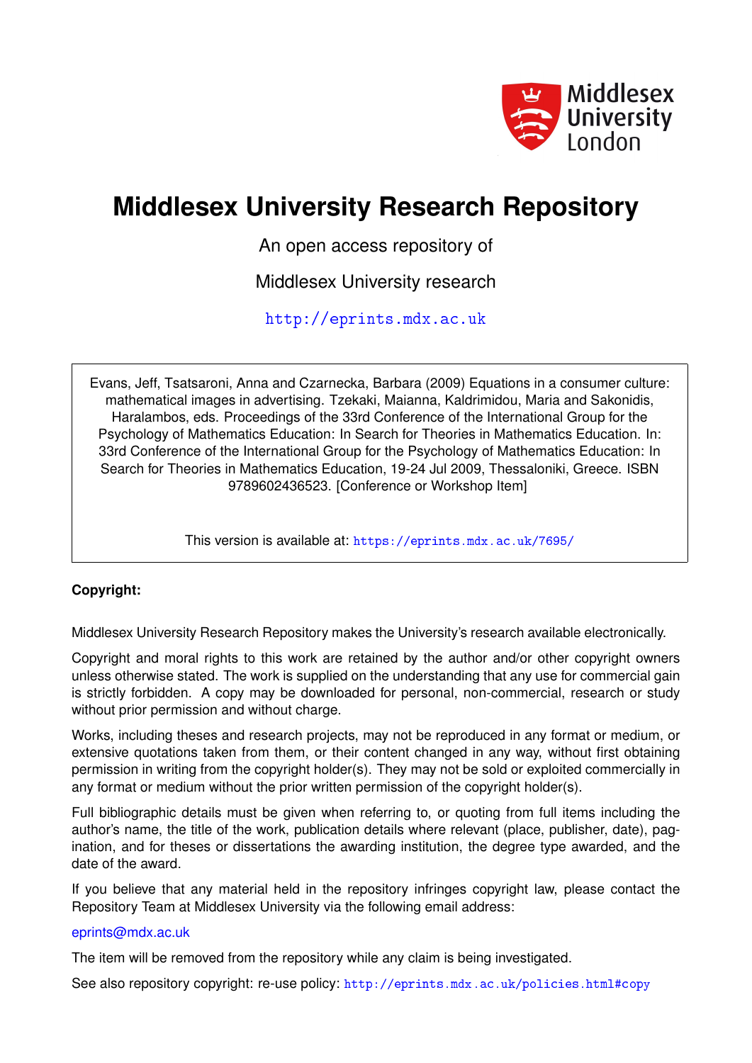Middlesex University London

# Middlesex University Research Repository

An open access repository of

Middlesex University research

http://eprints.mdx.ac.uk

Evans, Jeff, Tsatsaroni, Anna and Czarnecka, Barbara (2009) Equations in a consumer culture: mathematical images in advertising. Tzekaki, Maianna, Kaldrimidou, Maria and Sakonidis, Haralambos, eds. Proceedings of the 33rd Conference of the International Group for the Psychology of Mathematics Education: In Search for Theories in Mathematics Education. In: 33rd Conference of the International Group for the Psychology of Mathematics Education: In Search for Theories in Mathematics Education, 19-24 Jul 2009, Thessaloniki, Greece. ISBN 9789602436523. [Conference or Workshop Item]

This version is available at: https://eprints.mdx.ac.uk/7695/

**Copyright:**

Middlesex University Research Repository makes the University's research available electronically.

Copyright and moral rights to this work are retained by the author and/or other copyright owners unless otherwise stated. The work is supplied on the understanding that any use for commercial gain is strictly forbidden. A copy may be downloaded for personal, non-commercial, research or study without prior permission and without charge.

Works, including theses and research projects, may not be reproduced in any format or medium, or extensive quotations taken from them, or their content changed in any way, without first obtaining permission in writing from the copyright holder(s). They may not be sold or exploited commercially in any format or medium without the prior written permission of the copyright holder(s).

Full bibliographic details must be given when referring to, or quoting from full items including the author's name, the title of the work, publication details where relevant (place, publisher, date), pagination, and for theses or dissertations the awarding institution, the degree type awarded, and the date of the award.

If you believe that any material held in the repository infringes copyright law, please contact the Repository Team at Middlesex University via the following email address:

eprints@mdx.ac.uk

The item will be removed from the repository while any claim is being investigated.

See also repository copyright: re-use policy: http://eprints.mdx.ac.uk/policies.html#copy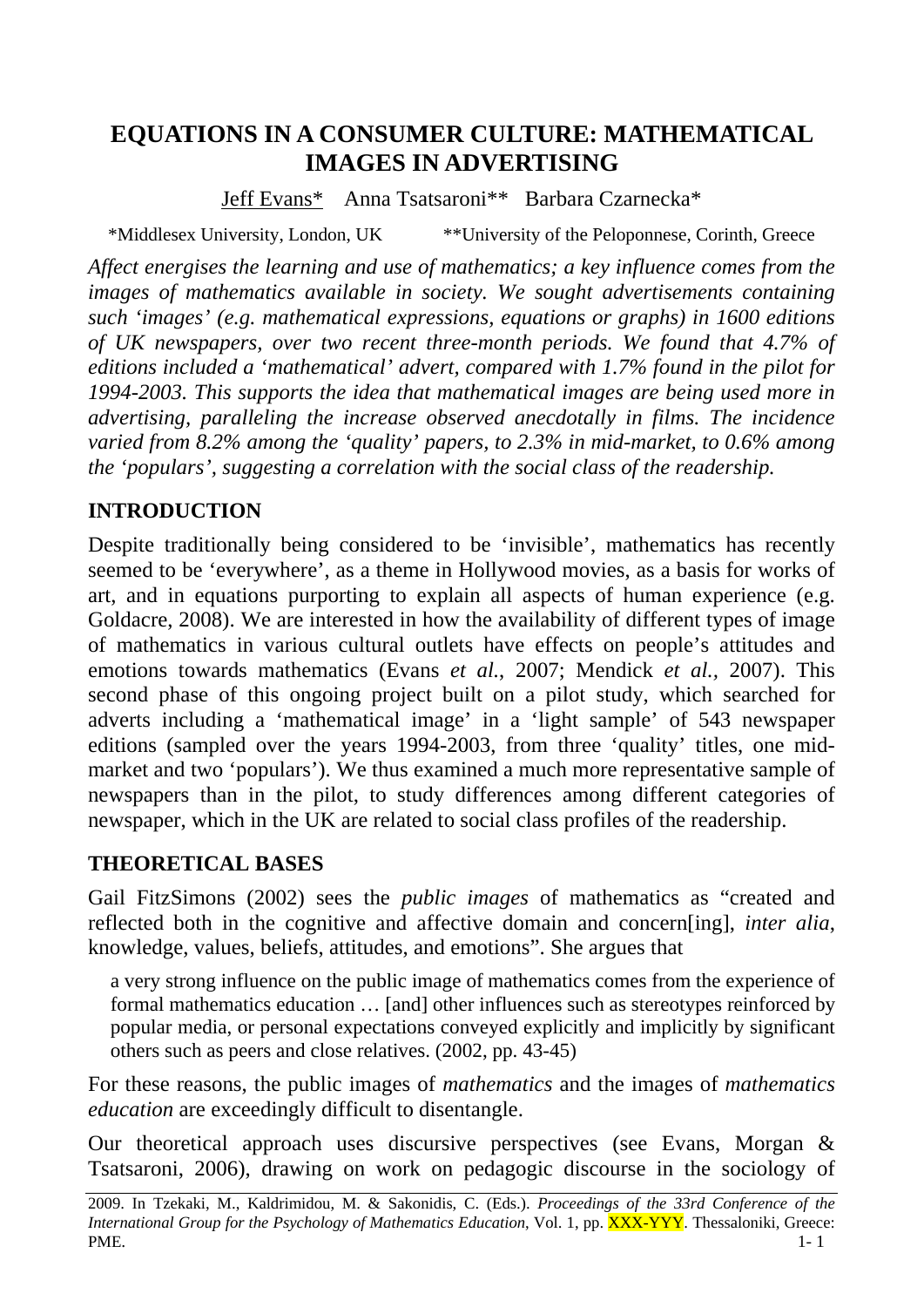# EQUATIONS IN A CONSUMER CULTURE: MATHEMATICAL IMAGES IN ADVERTISING

Jeff Evans* Anna Tsatsaroni** Barbara Czarnecka*

*Middlesex University, London, UK **University of the Peloponnese, Corinth, Greece

*Affect energises the learning and use of mathematics; a key influence comes from the images of mathematics available in society. We sought advertisements containing such 'images' (e.g. mathematical expressions, equations or graphs) in 1600 editions of UK newspapers, over two recent three-month periods. We found that 4.7% of editions included a 'mathematical' advert, compared with 1.7% found in the pilot for 1994-2003. This supports the idea that mathematical images are being used more in advertising, paralleling the increase observed anecdotally in films. The incidence varied from 8.2% among the 'quality' papers, to 2.3% in mid-market, to 0.6% among the 'populars', suggesting a correlation with the social class of the readership.*

## INTRODUCTION

Despite traditionally being considered to be 'invisible', mathematics has recently seemed to be 'everywhere', as a theme in Hollywood movies, as a basis for works of art, and in equations purporting to explain all aspects of human experience (e.g. Goldacre, 2008). We are interested in how the availability of different types of image of mathematics in various cultural outlets have effects on people's attitudes and emotions towards mathematics (Evans *et al.*, 2007; Mendick *et al.*, 2007). This second phase of this ongoing project built on a pilot study, which searched for adverts including a 'mathematical image' in a 'light sample' of 543 newspaper editions (sampled over the years 1994-2003, from three 'quality' titles, one mid-market and two 'populars'). We thus examined a much more representative sample of newspapers than in the pilot, to study differences among different categories of newspaper, which in the UK are related to social class profiles of the readership.

## THEORETICAL BASES

Gail FitzSimons (2002) sees the *public images* of mathematics as "created and reflected both in the cognitive and affective domain and concern[ing], *inter alia*, knowledge, values, beliefs, attitudes, and emotions". She argues that

> a very strong influence on the public image of mathematics comes from the experience of formal mathematics education … [and] other influences such as stereotypes reinforced by popular media, or personal expectations conveyed explicitly and implicitly by significant others such as peers and close relatives. (2002, pp. 43-45)

For these reasons, the public images of *mathematics* and the images of *mathematics education* are exceedingly difficult to disentangle.

Our theoretical approach uses discursive perspectives (see Evans, Morgan & Tsatsaroni, 2006), drawing on work on pedagogic discourse in the sociology of

2009. In Tzekaki, M., Kaldrimidou, M. & Sakonidis, C. (Eds.). *Proceedings of the 33rd Conference of the International Group for the Psychology of Mathematics Education*, Vol. 1, pp. XXX-YYY. Thessaloniki, Greece: PME.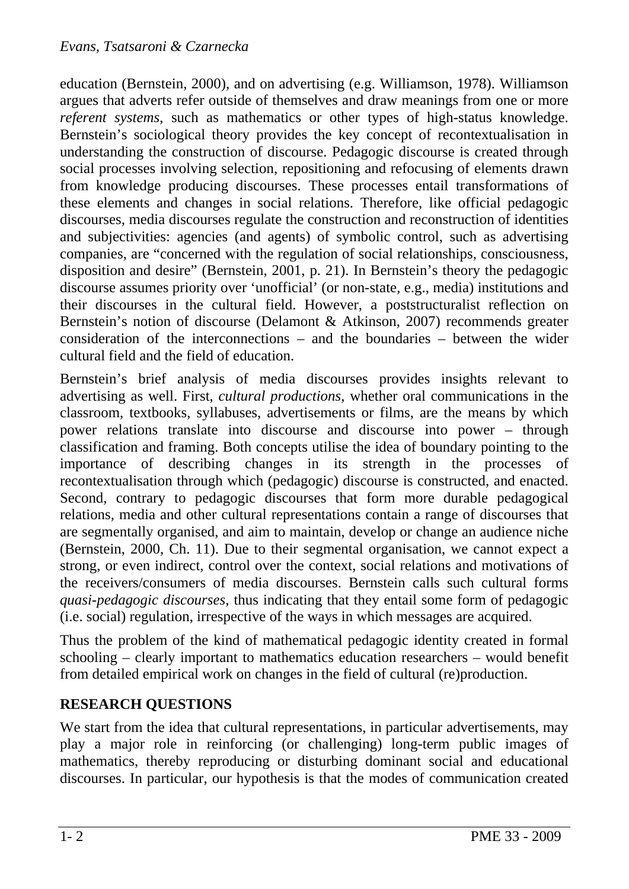education (Bernstein, 2000), and on advertising (e.g. Williamson, 1978). Williamson argues that adverts refer outside of themselves and draw meanings from one or more *referent systems*, such as mathematics or other types of high-status knowledge. Bernstein's sociological theory provides the key concept of recontextualisation in understanding the construction of discourse. Pedagogic discourse is created through social processes involving selection, repositioning and refocusing of elements drawn from knowledge producing discourses. These processes entail transformations of these elements and changes in social relations. Therefore, like official pedagogic discourses, media discourses regulate the construction and reconstruction of identities and subjectivities: agencies (and agents) of symbolic control, such as advertising companies, are "concerned with the regulation of social relationships, consciousness, disposition and desire" (Bernstein, 2001, p. 21). In Bernstein's theory the pedagogic discourse assumes priority over 'unofficial' (or non-state, e.g., media) institutions and their discourses in the cultural field. However, a poststructuralist reflection on Bernstein's notion of discourse (Delamont & Atkinson, 2007) recommends greater consideration of the interconnections – and the boundaries – between the wider cultural field and the field of education.

Bernstein's brief analysis of media discourses provides insights relevant to advertising as well. First, *cultural productions*, whether oral communications in the classroom, textbooks, syllabuses, advertisements or films, are the means by which power relations translate into discourse and discourse into power – through classification and framing. Both concepts utilise the idea of boundary pointing to the importance of describing changes in its strength in the processes of recontextualisation through which (pedagogic) discourse is constructed, and enacted. Second, contrary to pedagogic discourses that form more durable pedagogical relations, media and other cultural representations contain a range of discourses that are segmentally organised, and aim to maintain, develop or change an audience niche (Bernstein, 2000, Ch. 11). Due to their segmental organisation, we cannot expect a strong, or even indirect, control over the context, social relations and motivations of the receivers/consumers of media discourses. Bernstein calls such cultural forms *quasi-pedagogic discourses*, thus indicating that they entail some form of pedagogic (i.e. social) regulation, irrespective of the ways in which messages are acquired.

Thus the problem of the kind of mathematical pedagogic identity created in formal schooling – clearly important to mathematics education researchers – would benefit from detailed empirical work on changes in the field of cultural (re)production.

## RESEARCH QUESTIONS

We start from the idea that cultural representations, in particular advertisements, may play a major role in reinforcing (or challenging) long-term public images of mathematics, thereby reproducing or disturbing dominant social and educational discourses. In particular, our hypothesis is that the modes of communication created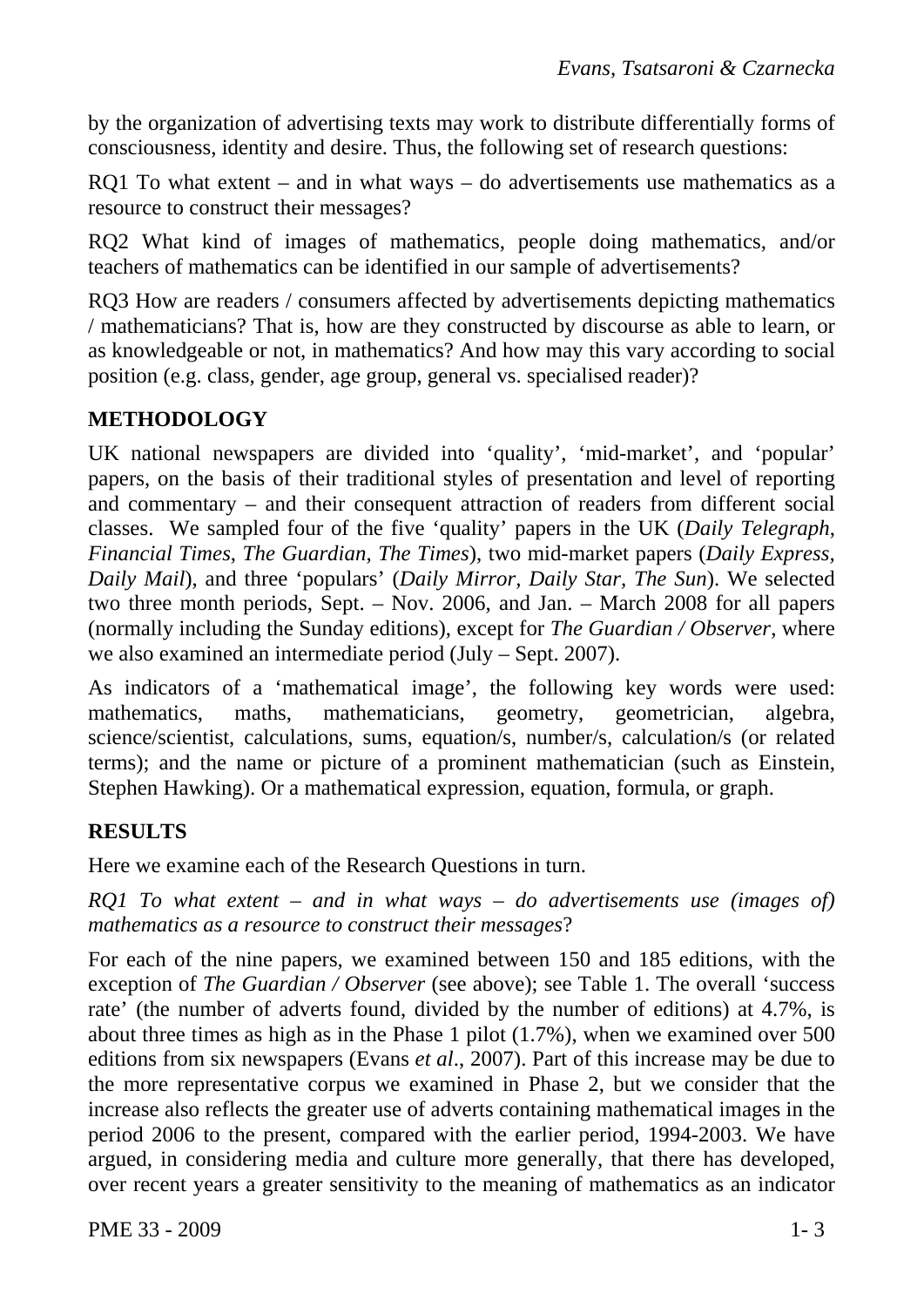by the organization of advertising texts may work to distribute differentially forms of consciousness, identity and desire. Thus, the following set of research questions:

RQ1 To what extent – and in what ways – do advertisements use mathematics as a resource to construct their messages?

RQ2 What kind of images of mathematics, people doing mathematics, and/or teachers of mathematics can be identified in our sample of advertisements?

RQ3 How are readers / consumers affected by advertisements depicting mathematics / mathematicians? That is, how are they constructed by discourse as able to learn, or as knowledgeable or not, in mathematics? And how may this vary according to social position (e.g. class, gender, age group, general vs. specialised reader)?

## METHODOLOGY

UK national newspapers are divided into 'quality', 'mid-market', and 'popular' papers, on the basis of their traditional styles of presentation and level of reporting and commentary – and their consequent attraction of readers from different social classes. We sampled four of the five 'quality' papers in the UK (*Daily Telegraph*, *Financial Times*, *The Guardian*, *The Times*), two mid-market papers (*Daily Express*, *Daily Mail*), and three 'populars' (*Daily Mirror*, *Daily Star*, *The Sun*). We selected two three month periods, Sept. – Nov. 2006, and Jan. – March 2008 for all papers (normally including the Sunday editions), except for *The Guardian / Observer*, where we also examined an intermediate period (July – Sept. 2007).

As indicators of a 'mathematical image', the following key words were used: mathematics, maths, mathematicians, geometry, geometrician, algebra, science/scientist, calculations, sums, equation/s, number/s, calculation/s (or related terms); and the name or picture of a prominent mathematician (such as Einstein, Stephen Hawking). Or a mathematical expression, equation, formula, or graph.

## RESULTS

Here we examine each of the Research Questions in turn.

*RQ1 To what extent – and in what ways – do advertisements use (images of) mathematics as a resource to construct their messages*?

For each of the nine papers, we examined between 150 and 185 editions, with the exception of *The Guardian / Observer* (see above); see Table 1. The overall 'success rate' (the number of adverts found, divided by the number of editions) at 4.7%, is about three times as high as in the Phase 1 pilot (1.7%), when we examined over 500 editions from six newspapers (Evans *et al*., 2007). Part of this increase may be due to the more representative corpus we examined in Phase 2, but we consider that the increase also reflects the greater use of adverts containing mathematical images in the period 2006 to the present, compared with the earlier period, 1994-2003. We have argued, in considering media and culture more generally, that there has developed, over recent years a greater sensitivity to the meaning of mathematics as an indicator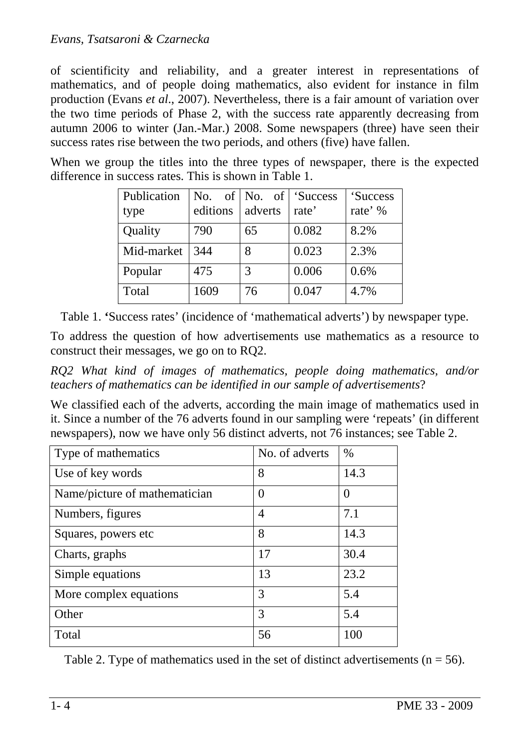of scientificity and reliability, and a greater interest in representations of mathematics, and of people doing mathematics, also evident for instance in film production (Evans *et al*., 2007). Nevertheless, there is a fair amount of variation over the two time periods of Phase 2, with the success rate apparently decreasing from autumn 2006 to winter (Jan.-Mar.) 2008. Some newspapers (three) have seen their success rates rise between the two periods, and others (five) have fallen.

When we group the titles into the three types of newspaper, there is the expected difference in success rates. This is shown in Table 1.

| Publication type | No. of editions | No. of adverts | 'Success rate' | 'Success rate' % |
|---|---|---|---|---|
| Quality | 790 | 65 | 0.082 | 8.2% |
| Mid-market | 344 | 8 | 0.023 | 2.3% |
| Popular | 475 | 3 | 0.006 | 0.6% |
| Total | 1609 | 76 | 0.047 | 4.7% |

Table 1. **'**Success rates' (incidence of 'mathematical adverts') by newspaper type.

To address the question of how advertisements use mathematics as a resource to construct their messages, we go on to RQ2.

*RQ2 What kind of images of mathematics, people doing mathematics, and/or teachers of mathematics can be identified in our sample of advertisements*?

We classified each of the adverts, according the main image of mathematics used in it. Since a number of the 76 adverts found in our sampling were 'repeats' (in different newspapers), now we have only 56 distinct adverts, not 76 instances; see Table 2.

| Type of mathematics | No. of adverts | % |
|---|---|---|
| Use of key words | 8 | 14.3 |
| Name/picture of mathematician | 0 | 0 |
| Numbers, figures | 4 | 7.1 |
| Squares, powers etc | 8 | 14.3 |
| Charts, graphs | 17 | 30.4 |
| Simple equations | 13 | 23.2 |
| More complex equations | 3 | 5.4 |
| Other | 3 | 5.4 |
| Total | 56 | 100 |

Table 2. Type of mathematics used in the set of distinct advertisements ($n = 56$).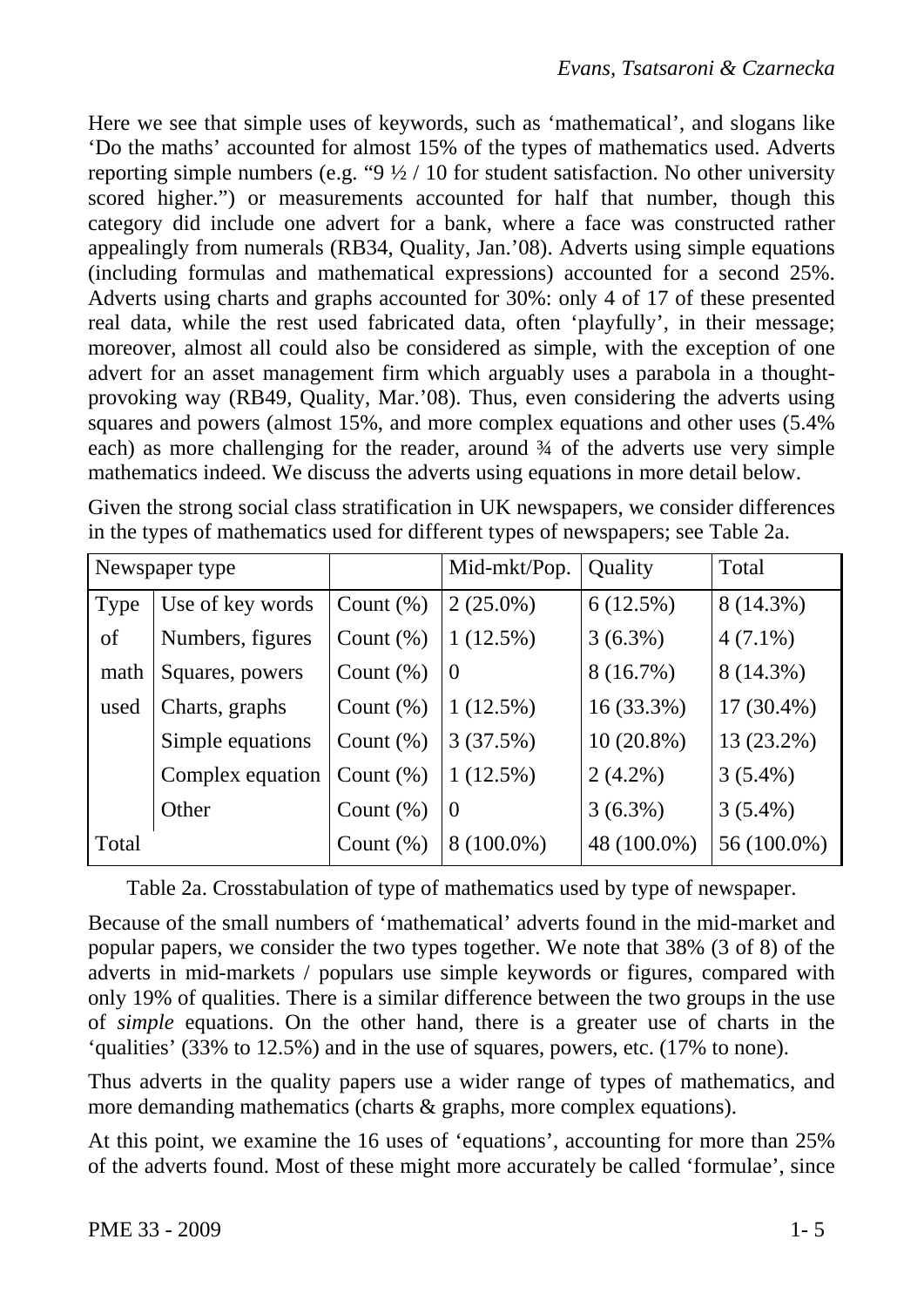Here we see that simple uses of keywords, such as 'mathematical', and slogans like 'Do the maths' accounted for almost 15% of the types of mathematics used. Adverts reporting simple numbers (e.g. "9 ½ / 10 for student satisfaction. No other university scored higher.") or measurements accounted for half that number, though this category did include one advert for a bank, where a face was constructed rather appealingly from numerals (RB34, Quality, Jan.'08). Adverts using simple equations (including formulas and mathematical expressions) accounted for a second 25%. Adverts using charts and graphs accounted for 30%: only 4 of 17 of these presented real data, while the rest used fabricated data, often 'playfully', in their message; moreover, almost all could also be considered as simple, with the exception of one advert for an asset management firm which arguably uses a parabola in a thought-provoking way (RB49, Quality, Mar.'08). Thus, even considering the adverts using squares and powers (almost 15%, and more complex equations and other uses (5.4% each) as more challenging for the reader, around ¾ of the adverts use very simple mathematics indeed. We discuss the adverts using equations in more detail below.

Given the strong social class stratification in UK newspapers, we consider differences in the types of mathematics used for different types of newspapers; see Table 2a.

| Newspaper type | | | Mid-mkt/Pop. | Quality | Total |
|---|---|---|---|---|---|
| Type of math used | Use of key words | Count (%) | 2 (25.0%) | 6 (12.5%) | 8 (14.3%) |
| | Numbers, figures | Count (%) | 1 (12.5%) | 3 (6.3%) | 4 (7.1%) |
| | Squares, powers | Count (%) | 0 | 8 (16.7%) | 8 (14.3%) |
| | Charts, graphs | Count (%) | 1 (12.5%) | 16 (33.3%) | 17 (30.4%) |
| | Simple equations | Count (%) | 3 (37.5%) | 10 (20.8%) | 13 (23.2%) |
| | Complex equation | Count (%) | 1 (12.5%) | 2 (4.2%) | 3 (5.4%) |
| | Other | Count (%) | 0 | 3 (6.3%) | 3 (5.4%) |
| Total | | Count (%) | 8 (100.0%) | 48 (100.0%) | 56 (100.0%) |

Table 2a. Crosstabulation of type of mathematics used by type of newspaper.

Because of the small numbers of 'mathematical' adverts found in the mid-market and popular papers, we consider the two types together. We note that 38% (3 of 8) of the adverts in mid-markets / populars use simple keywords or figures, compared with only 19% of qualities. There is a similar difference between the two groups in the use of *simple* equations. On the other hand, there is a greater use of charts in the 'qualities' (33% to 12.5%) and in the use of squares, powers, etc. (17% to none).

Thus adverts in the quality papers use a wider range of types of mathematics, and more demanding mathematics (charts & graphs, more complex equations).

At this point, we examine the 16 uses of 'equations', accounting for more than 25% of the adverts found. Most of these might more accurately be called 'formulae', since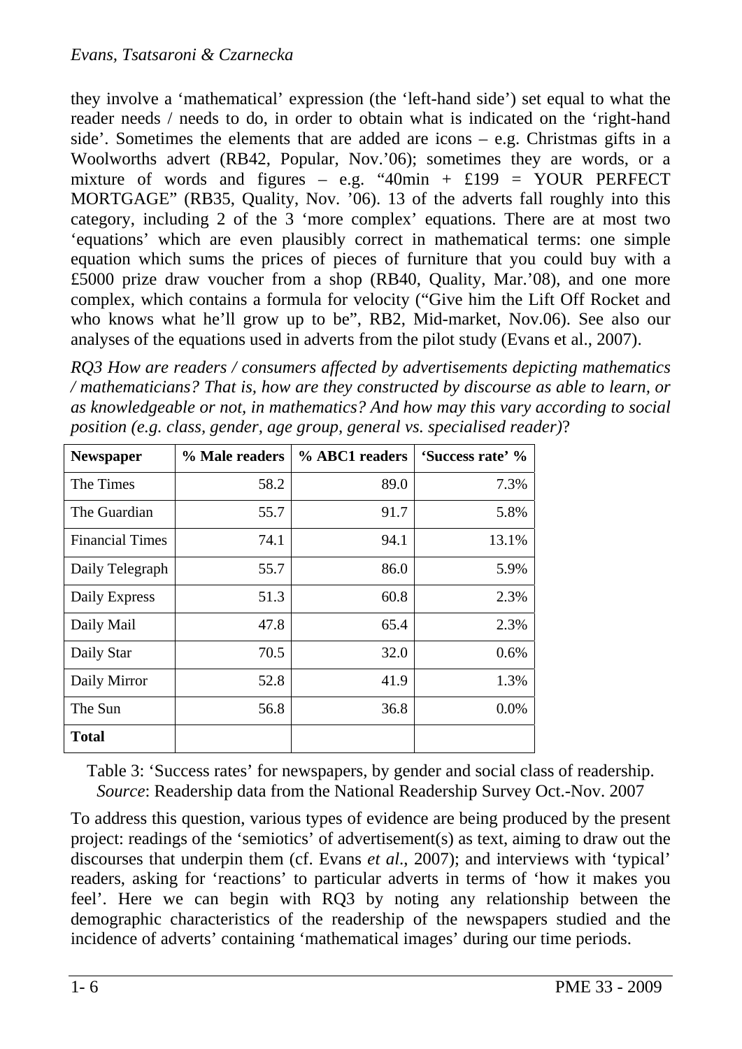they involve a 'mathematical' expression (the 'left-hand side') set equal to what the reader needs / needs to do, in order to obtain what is indicated on the 'right-hand side'. Sometimes the elements that are added are icons – e.g. Christmas gifts in a Woolworths advert (RB42, Popular, Nov.'06); sometimes they are words, or a mixture of words and figures – e.g. "40min + £199 = YOUR PERFECT MORTGAGE" (RB35, Quality, Nov. '06). 13 of the adverts fall roughly into this category, including 2 of the 3 'more complex' equations. There are at most two 'equations' which are even plausibly correct in mathematical terms: one simple equation which sums the prices of pieces of furniture that you could buy with a £5000 prize draw voucher from a shop (RB40, Quality, Mar.'08), and one more complex, which contains a formula for velocity ("Give him the Lift Off Rocket and who knows what he'll grow up to be", RB2, Mid-market, Nov.06). See also our analyses of the equations used in adverts from the pilot study (Evans et al., 2007).

*RQ3 How are readers / consumers affected by advertisements depicting mathematics / mathematicians? That is, how are they constructed by discourse as able to learn, or as knowledgeable or not, in mathematics? And how may this vary according to social position (e.g. class, gender, age group, general vs. specialised reader)*?

| **Newspaper** | **% Male readers** | **% ABC1 readers** | **'Success rate' %** |
|---|---|---|---|
| The Times | 58.2 | 89.0 | 7.3% |
| The Guardian | 55.7 | 91.7 | 5.8% |
| Financial Times | 74.1 | 94.1 | 13.1% |
| Daily Telegraph | 55.7 | 86.0 | 5.9% |
| Daily Express | 51.3 | 60.8 | 2.3% |
| Daily Mail | 47.8 | 65.4 | 2.3% |
| Daily Star | 70.5 | 32.0 | 0.6% |
| Daily Mirror | 52.8 | 41.9 | 1.3% |
| The Sun | 56.8 | 36.8 | 0.0% |
| **Total** | | | |

Table 3: 'Success rates' for newspapers, by gender and social class of readership.
*Source*: Readership data from the National Readership Survey Oct.-Nov. 2007

To address this question, various types of evidence are being produced by the present project: readings of the 'semiotics' of advertisement(s) as text, aiming to draw out the discourses that underpin them (cf. Evans *et al*., 2007); and interviews with 'typical' readers, asking for 'reactions' to particular adverts in terms of 'how it makes you feel'. Here we can begin with RQ3 by noting any relationship between the demographic characteristics of the readership of the newspapers studied and the incidence of adverts' containing 'mathematical images' during our time periods.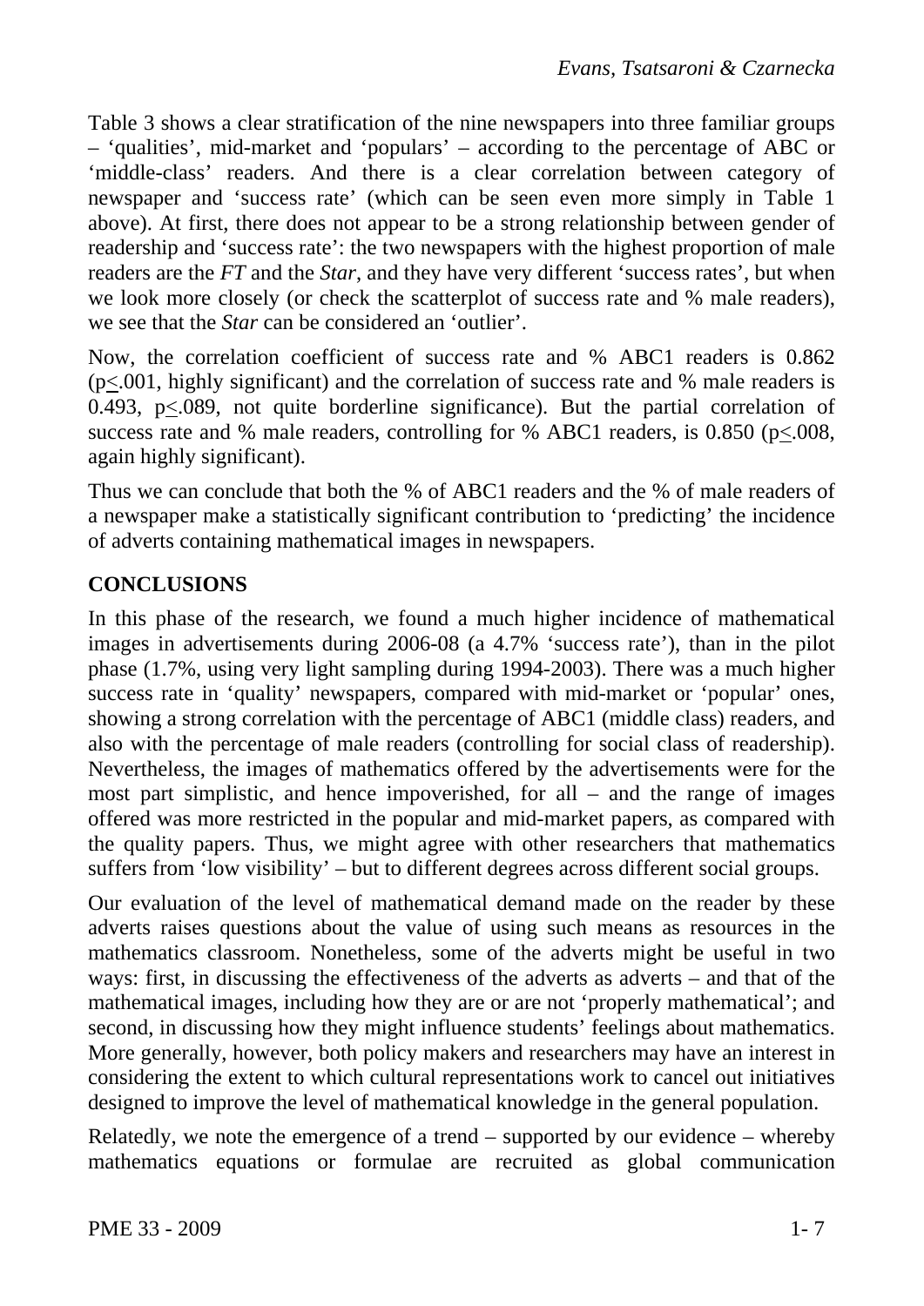Table 3 shows a clear stratification of the nine newspapers into three familiar groups – 'qualities', mid-market and 'populars' – according to the percentage of ABC or 'middle-class' readers. And there is a clear correlation between category of newspaper and 'success rate' (which can be seen even more simply in Table 1 above). At first, there does not appear to be a strong relationship between gender of readership and 'success rate': the two newspapers with the highest proportion of male readers are the *FT* and the *Star*, and they have very different 'success rates', but when we look more closely (or check the scatterplot of success rate and % male readers), we see that the *Star* can be considered an 'outlier'.

Now, the correlation coefficient of success rate and % ABC1 readers is 0.862 ($p \leq .001$, highly significant) and the correlation of success rate and % male readers is 0.493, $p \leq .089$, not quite borderline significance). But the partial correlation of success rate and % male readers, controlling for % ABC1 readers, is 0.850 ($p \leq .008$, again highly significant).

Thus we can conclude that both the % of ABC1 readers and the % of male readers of a newspaper make a statistically significant contribution to 'predicting' the incidence of adverts containing mathematical images in newspapers.

## CONCLUSIONS

In this phase of the research, we found a much higher incidence of mathematical images in advertisements during 2006-08 (a 4.7% 'success rate'), than in the pilot phase (1.7%, using very light sampling during 1994-2003). There was a much higher success rate in 'quality' newspapers, compared with mid-market or 'popular' ones, showing a strong correlation with the percentage of ABC1 (middle class) readers, and also with the percentage of male readers (controlling for social class of readership). Nevertheless, the images of mathematics offered by the advertisements were for the most part simplistic, and hence impoverished, for all – and the range of images offered was more restricted in the popular and mid-market papers, as compared with the quality papers. Thus, we might agree with other researchers that mathematics suffers from 'low visibility' – but to different degrees across different social groups.

Our evaluation of the level of mathematical demand made on the reader by these adverts raises questions about the value of using such means as resources in the mathematics classroom. Nonetheless, some of the adverts might be useful in two ways: first, in discussing the effectiveness of the adverts as adverts – and that of the mathematical images, including how they are or are not 'properly mathematical'; and second, in discussing how they might influence students' feelings about mathematics. More generally, however, both policy makers and researchers may have an interest in considering the extent to which cultural representations work to cancel out initiatives designed to improve the level of mathematical knowledge in the general population.

Relatedly, we note the emergence of a trend – supported by our evidence – whereby mathematics equations or formulae are recruited as global communication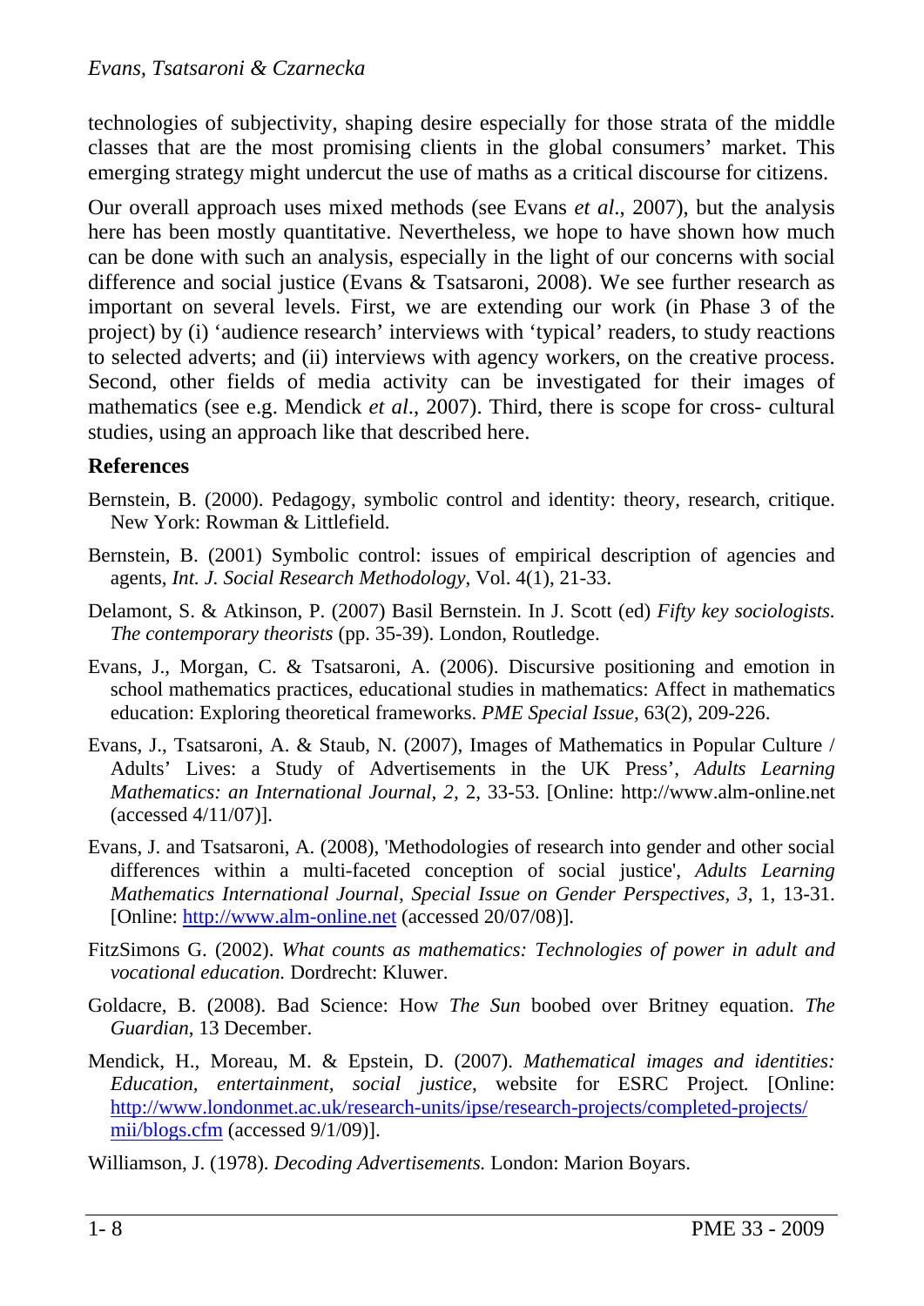technologies of subjectivity, shaping desire especially for those strata of the middle classes that are the most promising clients in the global consumers' market. This emerging strategy might undercut the use of maths as a critical discourse for citizens.

Our overall approach uses mixed methods (see Evans *et al*., 2007), but the analysis here has been mostly quantitative. Nevertheless, we hope to have shown how much can be done with such an analysis, especially in the light of our concerns with social difference and social justice (Evans & Tsatsaroni, 2008). We see further research as important on several levels. First, we are extending our work (in Phase 3 of the project) by (i) 'audience research' interviews with 'typical' readers, to study reactions to selected adverts; and (ii) interviews with agency workers, on the creative process. Second, other fields of media activity can be investigated for their images of mathematics (see e.g. Mendick *et al*., 2007). Third, there is scope for cross- cultural studies, using an approach like that described here.

## References

Bernstein, B. (2000). Pedagogy, symbolic control and identity: theory, research, critique. New York: Rowman & Littlefield.

Bernstein, B. (2001) Symbolic control: issues of empirical description of agencies and agents, *Int. J. Social Research Methodology*, Vol. 4(1), 21-33.

Delamont, S. & Atkinson, P. (2007) Basil Bernstein. In J. Scott (ed) *Fifty key sociologists. The contemporary theorists* (pp. 35-39). London, Routledge.

Evans, J., Morgan, C. & Tsatsaroni, A. (2006). Discursive positioning and emotion in school mathematics practices, educational studies in mathematics: Affect in mathematics education: Exploring theoretical frameworks. *PME Special Issue*, 63(2), 209-226.

Evans, J., Tsatsaroni, A. & Staub, N. (2007), Images of Mathematics in Popular Culture / Adults' Lives: a Study of Advertisements in the UK Press', *Adults Learning Mathematics: an International Journal*, *2*, 2, 33-53. [Online: http://www.alm-online.net (accessed 4/11/07)].

Evans, J. and Tsatsaroni, A. (2008), 'Methodologies of research into gender and other social differences within a multi-faceted conception of social justice', *Adults Learning Mathematics International Journal*, *Special Issue on Gender Perspectives*, *3*, 1, 13-31. [Online: http://www.alm-online.net (accessed 20/07/08)].

FitzSimons G. (2002). *What counts as mathematics: Technologies of power in adult and vocational education.* Dordrecht: Kluwer.

Goldacre, B. (2008). Bad Science: How *The Sun* boobed over Britney equation. *The Guardian*, 13 December.

Mendick, H., Moreau, M. & Epstein, D. (2007). *Mathematical images and identities: Education, entertainment, social justice*, website for ESRC Project*.* [Online: http://www.londonmet.ac.uk/research-units/ipse/research-projects/completed-projects/mii/blogs.cfm (accessed 9/1/09)].

Williamson, J. (1978). *Decoding Advertisements.* London: Marion Boyars.